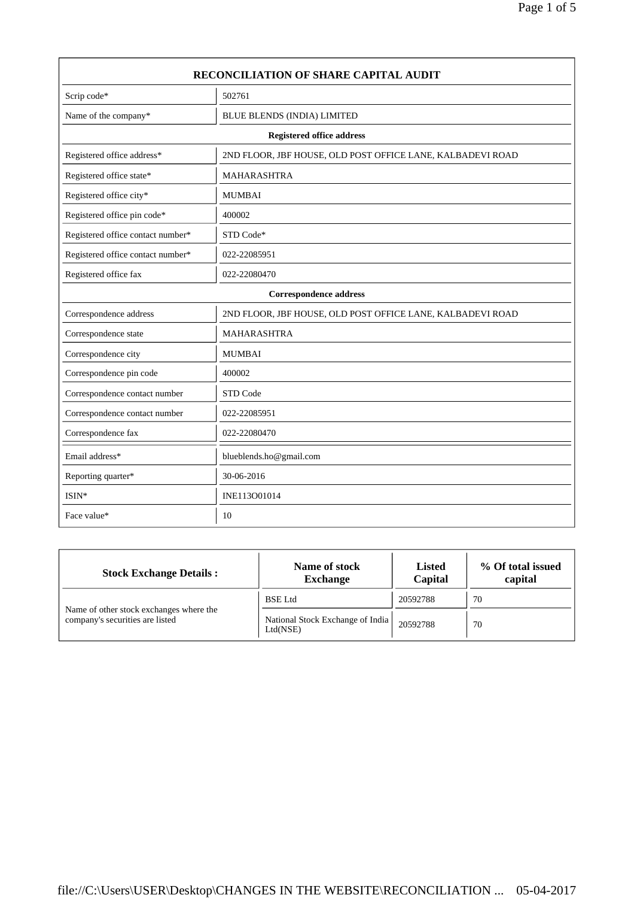## RECONCILIATION OF SHARE CAPITAL AUDIT

| | |
|---|---|
| Scrip code* | 502761 |
| Name of the company* | BLUE BLENDS (INDIA) LIMITED |
| **Registered office address** | |
| Registered office address* | 2ND FLOOR, JBF HOUSE, OLD POST OFFICE LANE, KALBADEVI ROAD |
| Registered office state* | MAHARASHTRA |
| Registered office city* | MUMBAI |
| Registered office pin code* | 400002 |
| Registered office contact number* | STD Code* |
| Registered office contact number* | 022-22085951 |
| Registered office fax | 022-22080470 |
| **Correspondence address** | |
| Correspondence address | 2ND FLOOR, JBF HOUSE, OLD POST OFFICE LANE, KALBADEVI ROAD |
| Correspondence state | MAHARASHTRA |
| Correspondence city | MUMBAI |
| Correspondence pin code | 400002 |
| Correspondence contact number | STD Code |
| Correspondence contact number | 022-22085951 |
| Correspondence fax | 022-22080470 |
| Email address* | blueblends.ho@gmail.com |
| Reporting quarter* | 30-06-2016 |
| ISIN* | INE113O01014 |
| Face value* | 10 |

| Stock Exchange Details : | Name of stock Exchange | Listed Capital | % Of total issued capital |
|---|---|---|---|
| Name of other stock exchanges where the company's securities are listed | BSE Ltd | 20592788 | 70 |
| | National Stock Exchange of India Ltd(NSE) | 20592788 | 70 |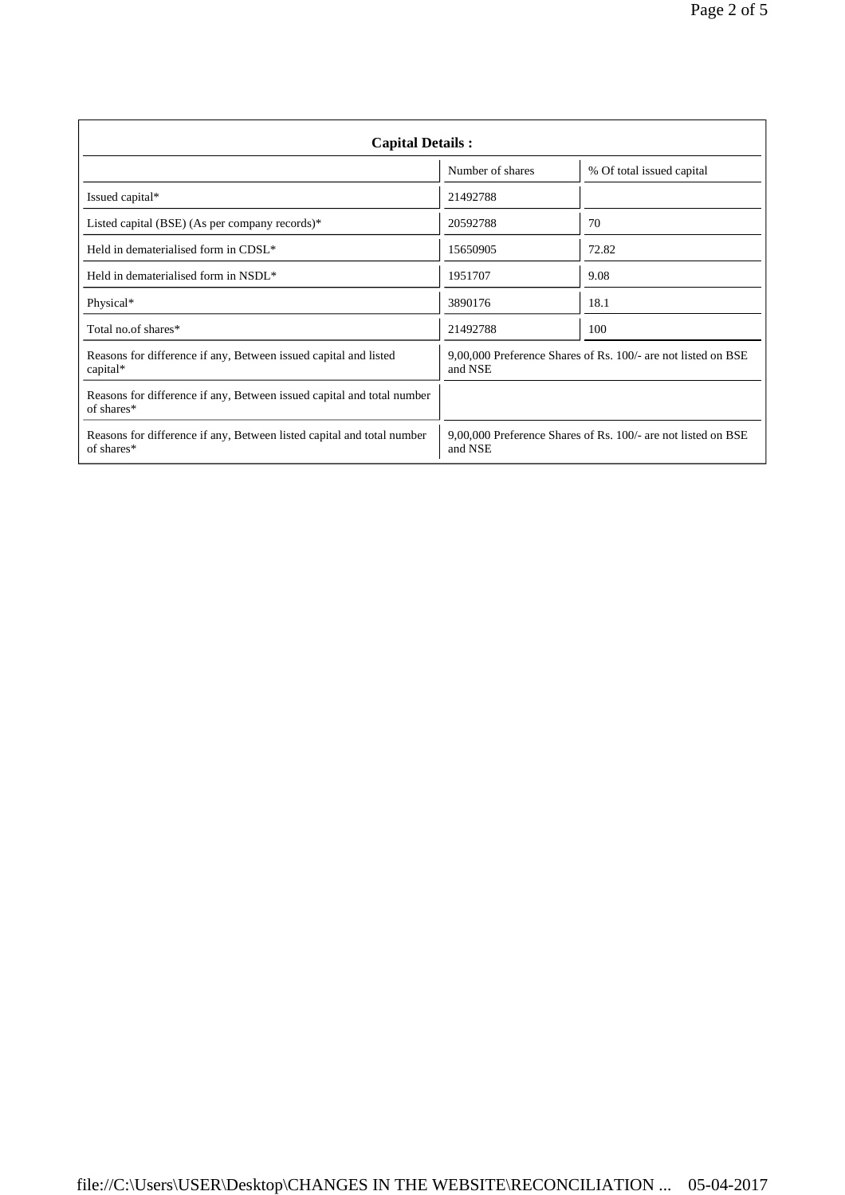| Capital Details : | | |
|---|---|---|
| | Number of shares | % Of total issued capital |
| Issued capital* | 21492788 | |
| Listed capital (BSE) (As per company records)* | 20592788 | 70 |
| Held in dematerialised form in CDSL* | 15650905 | 72.82 |
| Held in dematerialised form in NSDL* | 1951707 | 9.08 |
| Physical* | 3890176 | 18.1 |
| Total no.of shares* | 21492788 | 100 |
| Reasons for difference if any, Between issued capital and listed capital* | 9,00,000 Preference Shares of Rs. 100/- are not listed on BSE and NSE | |
| Reasons for difference if any, Between issued capital and total number of shares* | | |
| Reasons for difference if any, Between listed capital and total number of shares* | 9,00,000 Preference Shares of Rs. 100/- are not listed on BSE and NSE | |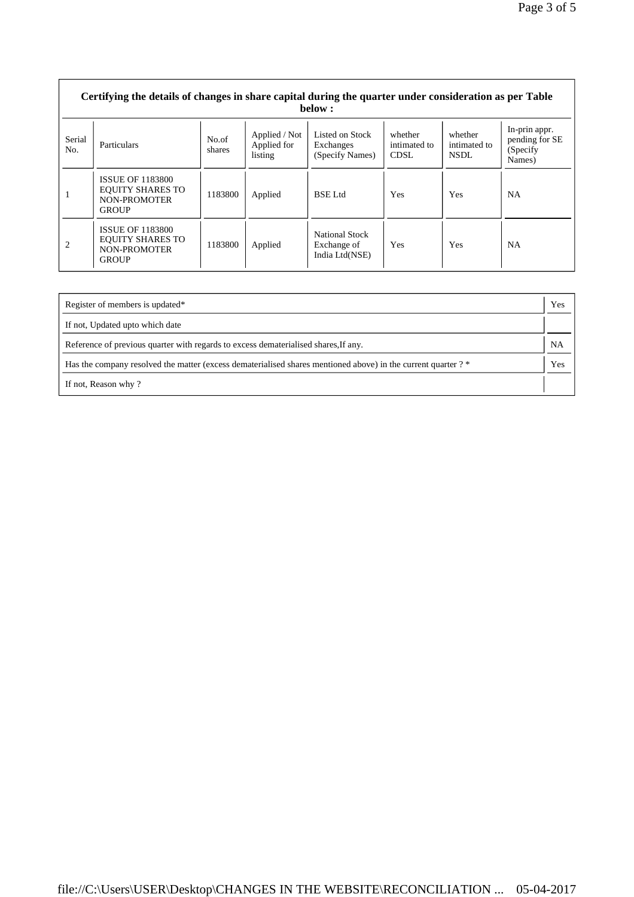**Certifying the details of changes in share capital during the quarter under consideration as per Table below :**

| Serial No. | Particulars | No.of shares | Applied / Not Applied for listing | Listed on Stock Exchanges (Specify Names) | whether intimated to CDSL | whether intimated to NSDL | In-prin appr. pending for SE (Specify Names) |
|---|---|---|---|---|---|---|---|
| 1 | ISSUE OF 1183800 EQUITY SHARES TO NON-PROMOTER GROUP | 1183800 | Applied | BSE Ltd | Yes | Yes | NA |
| 2 | ISSUE OF 1183800 EQUITY SHARES TO NON-PROMOTER GROUP | 1183800 | Applied | National Stock Exchange of India Ltd(NSE) | Yes | Yes | NA |

| | |
|---|---|
| Register of members is updated* | Yes |
| If not, Updated upto which date | |
| Reference of previous quarter with regards to excess dematerialised shares,If any. | NA |
| Has the company resolved the matter (excess dematerialised shares mentioned above) in the current quarter ? * | Yes |
| If not, Reason why ? | |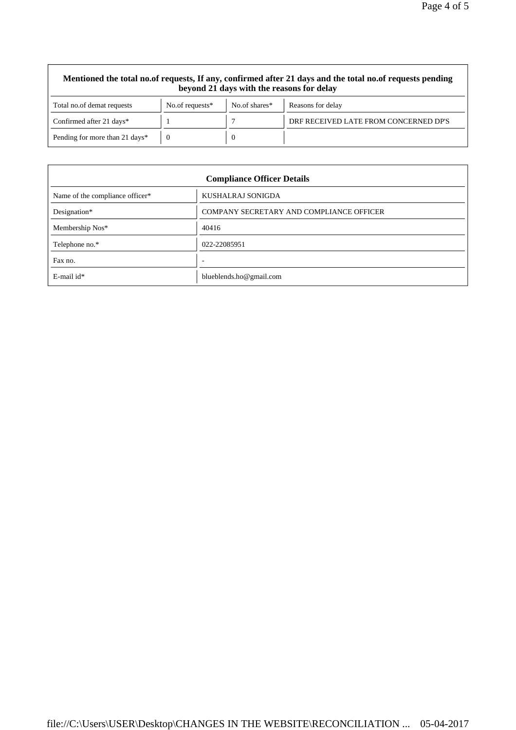| Mentioned the total no.of requests, If any, confirmed after 21 days and the total no.of requests pending beyond 21 days with the reasons for delay | | | |
|---|---|---|---|
| Total no.of demat requests | No.of requests* | No.of shares* | Reasons for delay |
| Confirmed after 21 days* | 1 | 7 | DRF RECEIVED LATE FROM CONCERNED DP'S |
| Pending for more than 21 days* | 0 | 0 | |

| Compliance Officer Details | |
|---|---|
| Name of the compliance officer* | KUSHALRAJ SONIGDA |
| Designation* | COMPANY SECRETARY AND COMPLIANCE OFFICER |
| Membership Nos* | 40416 |
| Telephone no.* | 022-22085951 |
| Fax no. | - |
| E-mail id* | blueblends.ho@gmail.com |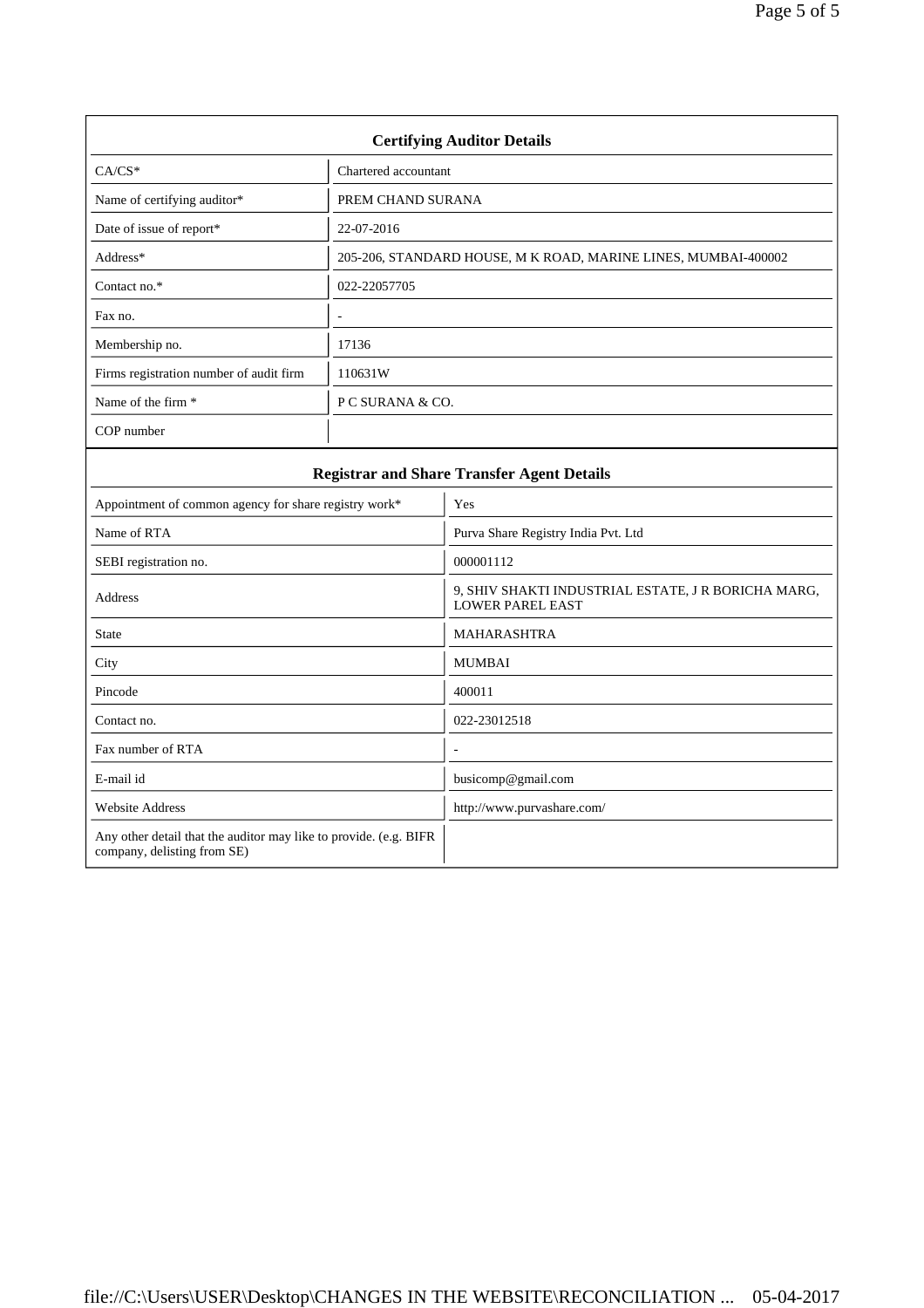## Certifying Auditor Details

| | |
|---|---|
| CA/CS* | Chartered accountant |
| Name of certifying auditor* | PREM CHAND SURANA |
| Date of issue of report* | 22-07-2016 |
| Address* | 205-206, STANDARD HOUSE, M K ROAD, MARINE LINES, MUMBAI-400002 |
| Contact no.* | 022-22057705 |
| Fax no. | - |
| Membership no. | 17136 |
| Firms registration number of audit firm | 110631W |
| Name of the firm * | P C SURANA & CO. |
| COP number | |

## Registrar and Share Transfer Agent Details

| | |
|---|---|
| Appointment of common agency for share registry work* | Yes |
| Name of RTA | Purva Share Registry India Pvt. Ltd |
| SEBI registration no. | 000001112 |
| Address | 9, SHIV SHAKTI INDUSTRIAL ESTATE, J R BORICHA MARG, LOWER PAREL EAST |
| State | MAHARASHTRA |
| City | MUMBAI |
| Pincode | 400011 |
| Contact no. | 022-23012518 |
| Fax number of RTA | - |
| E-mail id | busicomp@gmail.com |
| Website Address | http://www.purvashare.com/ |
| Any other detail that the auditor may like to provide. (e.g. BIFR company, delisting from SE) | |